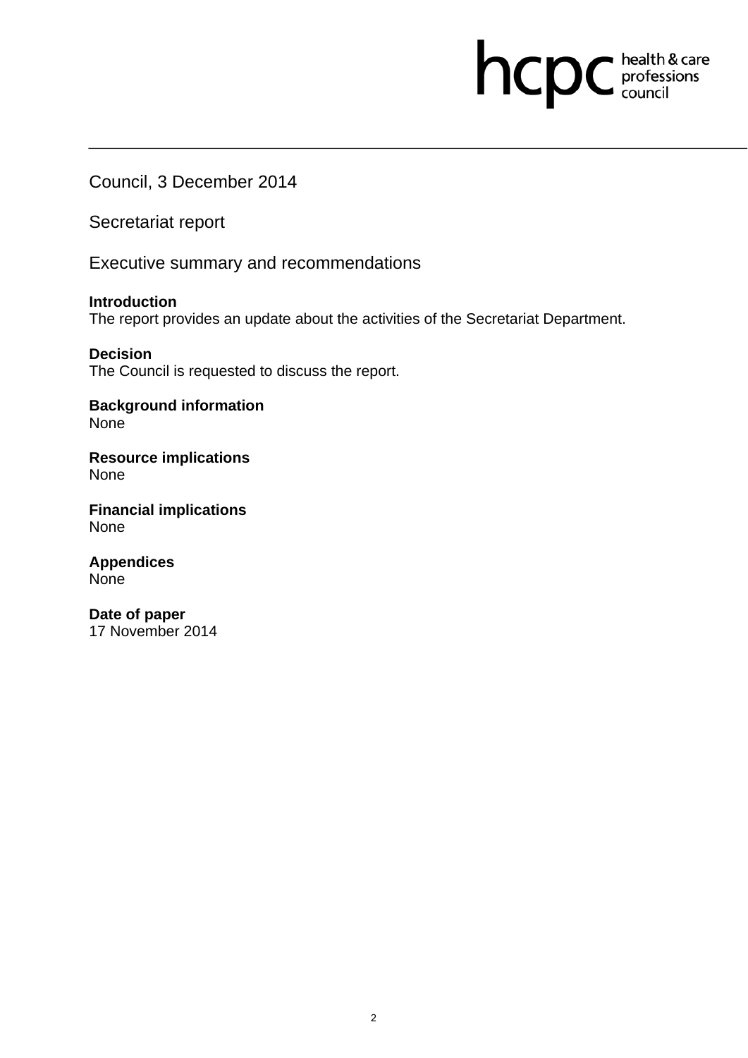Council, 3 December 2014

Secretariat report

Executive summary and recommendations

**Introduction**
The report provides an update about the activities of the Secretariat Department.

**Decision**
The Council is requested to discuss the report.

**Background information**
None

**Resource implications**
None

**Financial implications**
None

**Appendices**
None

**Date of paper**
17 November 2014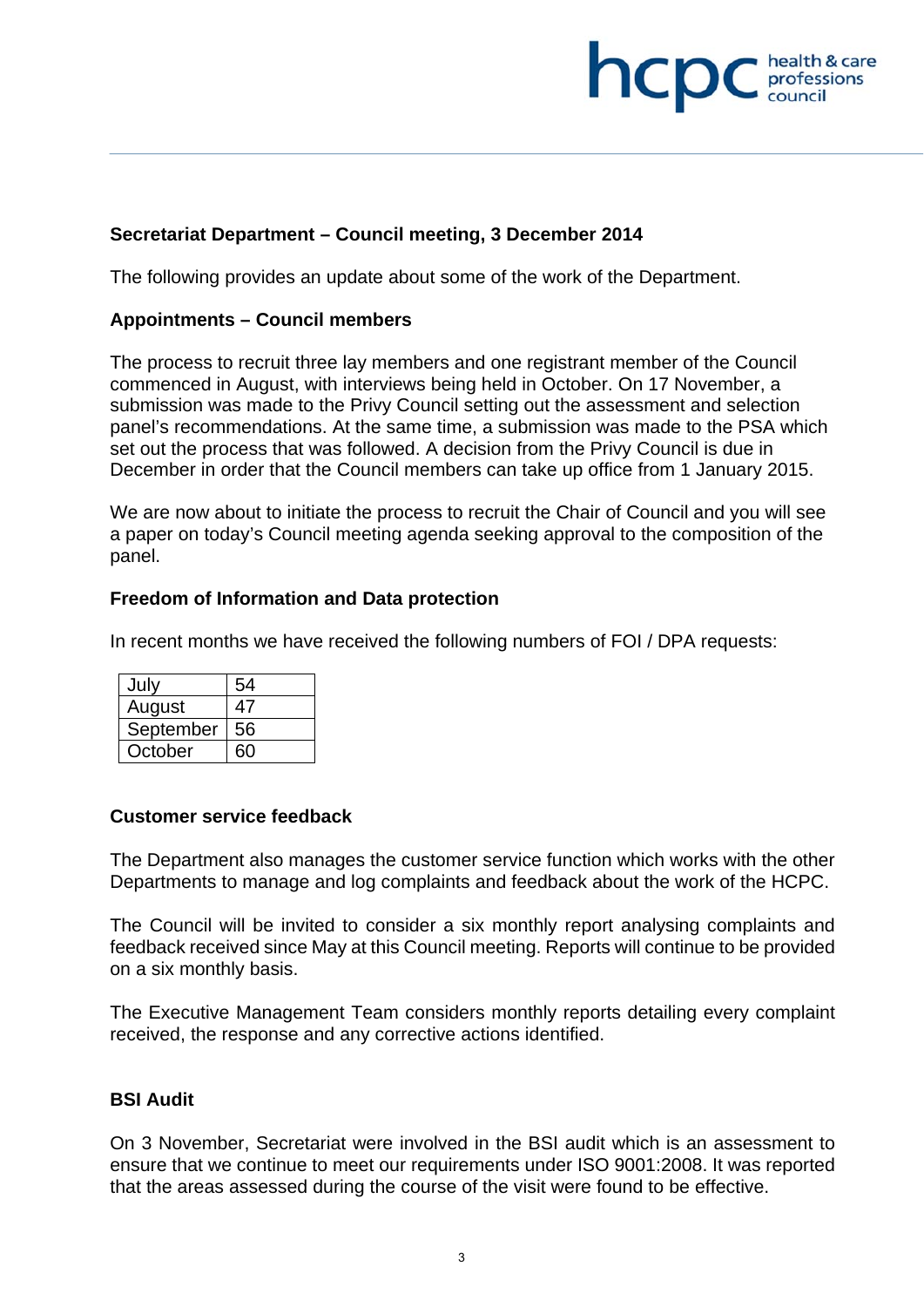## Secretariat Department – Council meeting, 3 December 2014

The following provides an update about some of the work of the Department.

### Appointments – Council members

The process to recruit three lay members and one registrant member of the Council commenced in August, with interviews being held in October. On 17 November, a submission was made to the Privy Council setting out the assessment and selection panel's recommendations. At the same time, a submission was made to the PSA which set out the process that was followed. A decision from the Privy Council is due in December in order that the Council members can take up office from 1 January 2015.

We are now about to initiate the process to recruit the Chair of Council and you will see a paper on today's Council meeting agenda seeking approval to the composition of the panel.

### Freedom of Information and Data protection

In recent months we have received the following numbers of FOI / DPA requests:

| | |
|---|---|
| July | 54 |
| August | 47 |
| September | 56 |
| October | 60 |

### Customer service feedback

The Department also manages the customer service function which works with the other Departments to manage and log complaints and feedback about the work of the HCPC.

The Council will be invited to consider a six monthly report analysing complaints and feedback received since May at this Council meeting. Reports will continue to be provided on a six monthly basis.

The Executive Management Team considers monthly reports detailing every complaint received, the response and any corrective actions identified.

### BSI Audit

On 3 November, Secretariat were involved in the BSI audit which is an assessment to ensure that we continue to meet our requirements under ISO 9001:2008. It was reported that the areas assessed during the course of the visit were found to be effective.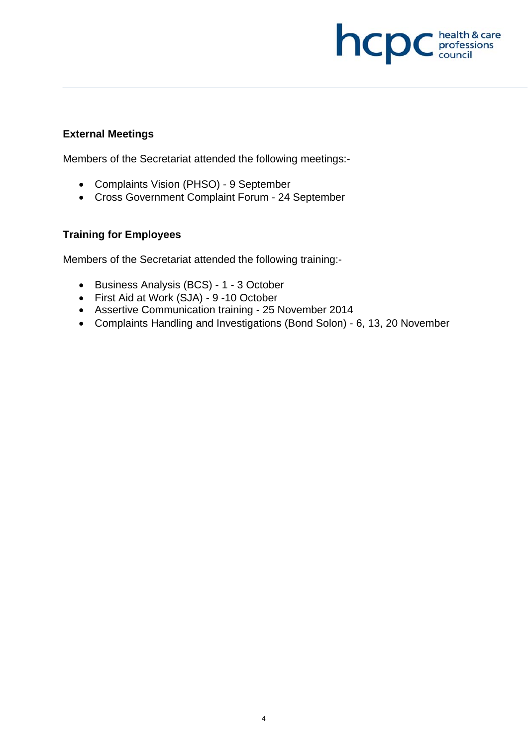**External Meetings**

Members of the Secretariat attended the following meetings:-

- Complaints Vision (PHSO) - 9 September
- Cross Government Complaint Forum - 24 September

**Training for Employees**

Members of the Secretariat attended the following training:-

- Business Analysis (BCS) - 1 - 3 October
- First Aid at Work (SJA) - 9 -10 October
- Assertive Communication training - 25 November 2014
- Complaints Handling and Investigations (Bond Solon) - 6, 13, 20 November